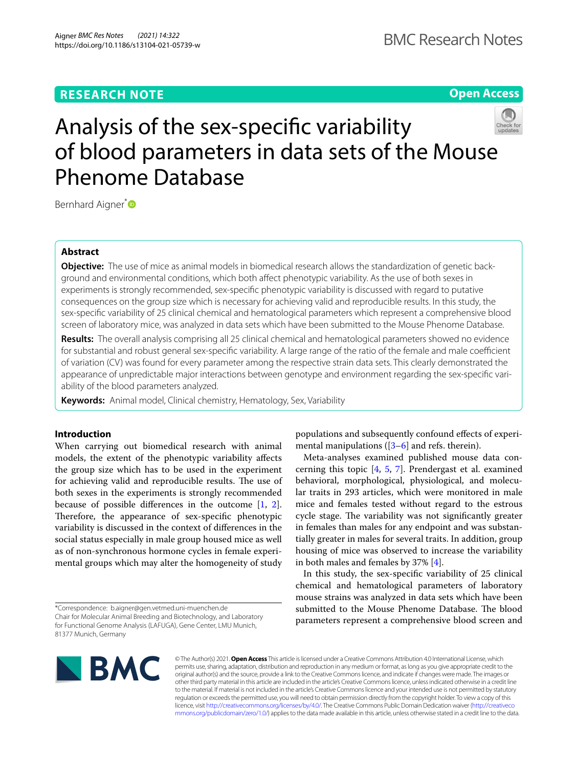RESEARCH NOTE

Open Access

# Analysis of the sex-specific variability of blood parameters in data sets of the Mouse Phenome Database

Bernhard Aigner*

## Abstract

**Objective:** The use of mice as animal models in biomedical research allows the standardization of genetic background and environmental conditions, which both affect phenotypic variability. As the use of both sexes in experiments is strongly recommended, sex-specific phenotypic variability is discussed with regard to putative consequences on the group size which is necessary for achieving valid and reproducible results. In this study, the sex-specific variability of 25 clinical chemical and hematological parameters which represent a comprehensive blood screen of laboratory mice, was analyzed in data sets which have been submitted to the Mouse Phenome Database.

**Results:** The overall analysis comprising all 25 clinical chemical and hematological parameters showed no evidence for substantial and robust general sex-specific variability. A large range of the ratio of the female and male coefficient of variation (CV) was found for every parameter among the respective strain data sets. This clearly demonstrated the appearance of unpredictable major interactions between genotype and environment regarding the sex-specific variability of the blood parameters analyzed.

**Keywords:** Animal model, Clinical chemistry, Hematology, Sex, Variability

## Introduction

When carrying out biomedical research with animal models, the extent of the phenotypic variability affects the group size which has to be used in the experiment for achieving valid and reproducible results. The use of both sexes in the experiments is strongly recommended because of possible differences in the outcome [1, 2]. Therefore, the appearance of sex-specific phenotypic variability is discussed in the context of differences in the social status especially in male group housed mice as well as of non-synchronous hormone cycles in female experimental groups which may alter the homogeneity of study populations and subsequently confound effects of experimental manipulations ([3–6] and refs. therein).

Meta-analyses examined published mouse data concerning this topic [4, 5, 7]. Prendergast et al. examined behavioral, morphological, physiological, and molecular traits in 293 articles, which were monitored in male mice and females tested without regard to the estrous cycle stage. The variability was not significantly greater in females than males for any endpoint and was substantially greater in males for several traits. In addition, group housing of mice was observed to increase the variability in both males and females by 37% [4].

In this study, the sex-specific variability of 25 clinical chemical and hematological parameters of laboratory mouse strains was analyzed in data sets which have been submitted to the Mouse Phenome Database. The blood parameters represent a comprehensive blood screen and

*Correspondence: b.aigner@gen.vetmed.uni-muenchen.de
Chair for Molecular Animal Breeding and Biotechnology, and Laboratory for Functional Genome Analysis (LAFUGA), Gene Center, LMU Munich, 81377 Munich, Germany

© The Author(s) 2021. **Open Access** This article is licensed under a Creative Commons Attribution 4.0 International License, which permits use, sharing, adaptation, distribution and reproduction in any medium or format, as long as you give appropriate credit to the original author(s) and the source, provide a link to the Creative Commons licence, and indicate if changes were made. The images or other third party material in this article are included in the article's Creative Commons licence, unless indicated otherwise in a credit line to the material. If material is not included in the article's Creative Commons licence and your intended use is not permitted by statutory regulation or exceeds the permitted use, you will need to obtain permission directly from the copyright holder. To view a copy of this licence, visit http://creativecommons.org/licenses/by/4.0/. The Creative Commons Public Domain Dedication waiver (http://creativecommons.org/publicdomain/zero/1.0/) applies to the data made available in this article, unless otherwise stated in a credit line to the data.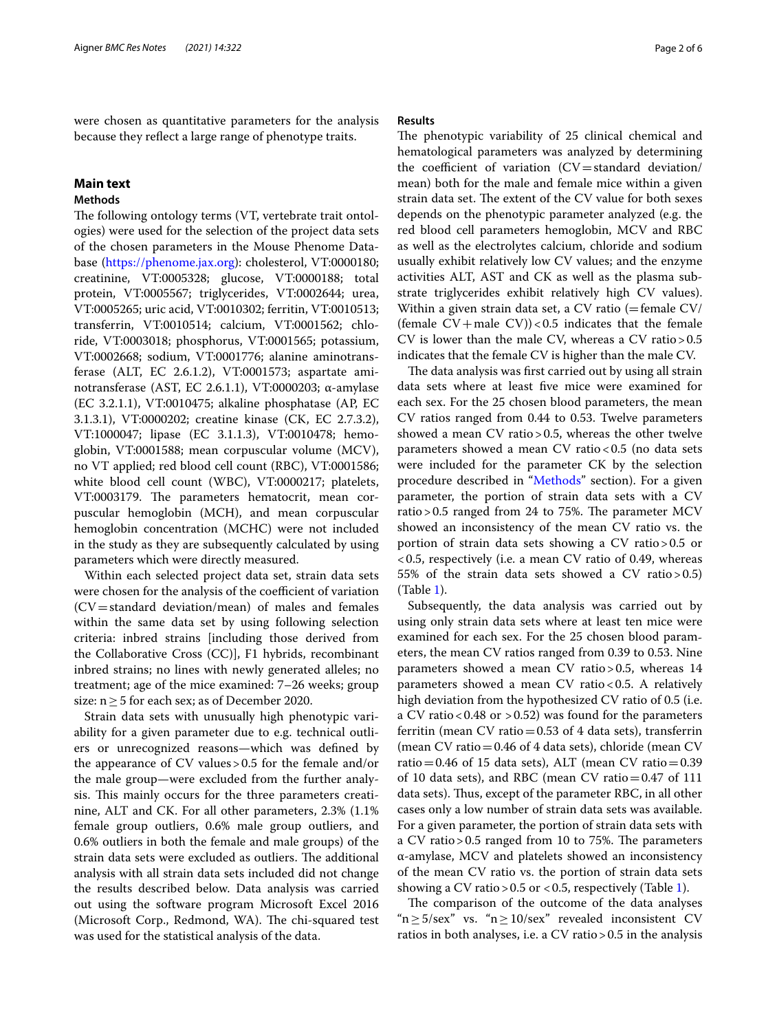were chosen as quantitative parameters for the analysis because they reflect a large range of phenotype traits.

## Main text

### Methods

The following ontology terms (VT, vertebrate trait ontologies) were used for the selection of the project data sets of the chosen parameters in the Mouse Phenome Database (https://phenome.jax.org): cholesterol, VT:0000180; creatinine, VT:0005328; glucose, VT:0000188; total protein, VT:0005567; triglycerides, VT:0002644; urea, VT:0005265; uric acid, VT:0010302; ferritin, VT:0010513; transferrin, VT:0010514; calcium, VT:0001562; chloride, VT:0003018; phosphorus, VT:0001565; potassium, VT:0002668; sodium, VT:0001776; alanine aminotransferase (ALT, EC 2.6.1.2), VT:0001573; aspartate aminotransferase (AST, EC 2.6.1.1), VT:0000203; α-amylase (EC 3.2.1.1), VT:0010475; alkaline phosphatase (AP, EC 3.1.3.1), VT:0000202; creatine kinase (CK, EC 2.7.3.2), VT:1000047; lipase (EC 3.1.1.3), VT:0010478; hemoglobin, VT:0001588; mean corpuscular volume (MCV), no VT applied; red blood cell count (RBC), VT:0001586; white blood cell count (WBC), VT:0000217; platelets, VT:0003179. The parameters hematocrit, mean corpuscular hemoglobin (MCH), and mean corpuscular hemoglobin concentration (MCHC) were not included in the study as they are subsequently calculated by using parameters which were directly measured.

Within each selected project data set, strain data sets were chosen for the analysis of the coefficient of variation (CV = standard deviation/mean) of males and females within the same data set by using following selection criteria: inbred strains [including those derived from the Collaborative Cross (CC)], F1 hybrids, recombinant inbred strains; no lines with newly generated alleles; no treatment; age of the mice examined: 7–26 weeks; group size: $n \geq 5$ for each sex; as of December 2020.

Strain data sets with unusually high phenotypic variability for a given parameter due to e.g. technical outliers or unrecognized reasons—which was defined by the appearance of CV values > 0.5 for the female and/or the male group—were excluded from the further analysis. This mainly occurs for the three parameters creatinine, ALT and CK. For all other parameters, 2.3% (1.1% female group outliers, 0.6% male group outliers, and 0.6% outliers in both the female and male groups) of the strain data sets were excluded as outliers. The additional analysis with all strain data sets included did not change the results described below. Data analysis was carried out using the software program Microsoft Excel 2016 (Microsoft Corp., Redmond, WA). The chi-squared test was used for the statistical analysis of the data.

### Results

The phenotypic variability of 25 clinical chemical and hematological parameters was analyzed by determining the coefficient of variation (CV = standard deviation/mean) both for the male and female mice within a given strain data set. The extent of the CV value for both sexes depends on the phenotypic parameter analyzed (e.g. the red blood cell parameters hemoglobin, MCV and RBC as well as the electrolytes calcium, chloride and sodium usually exhibit relatively low CV values; and the enzyme activities ALT, AST and CK as well as the plasma substrate triglycerides exhibit relatively high CV values). Within a given strain data set, a CV ratio (= female CV/(female CV + male CV)) < 0.5 indicates that the female CV is lower than the male CV, whereas a CV ratio > 0.5 indicates that the female CV is higher than the male CV.

The data analysis was first carried out by using all strain data sets where at least five mice were examined for each sex. For the 25 chosen blood parameters, the mean CV ratios ranged from 0.44 to 0.53. Twelve parameters showed a mean CV ratio > 0.5, whereas the other twelve parameters showed a mean CV ratio < 0.5 (no data sets were included for the parameter CK by the selection procedure described in "Methods" section). For a given parameter, the portion of strain data sets with a CV ratio > 0.5 ranged from 24 to 75%. The parameter MCV showed an inconsistency of the mean CV ratio vs. the portion of strain data sets showing a CV ratio > 0.5 or < 0.5, respectively (i.e. a mean CV ratio of 0.49, whereas 55% of the strain data sets showed a CV ratio > 0.5) (Table 1).

Subsequently, the data analysis was carried out by using only strain data sets where at least ten mice were examined for each sex. For the 25 chosen blood parameters, the mean CV ratios ranged from 0.39 to 0.53. Nine parameters showed a mean CV ratio > 0.5, whereas 14 parameters showed a mean CV ratio < 0.5. A relatively high deviation from the hypothesized CV ratio of 0.5 (i.e. a CV ratio < 0.48 or > 0.52) was found for the parameters ferritin (mean CV ratio = 0.53 of 4 data sets), transferrin (mean CV ratio = 0.46 of 4 data sets), chloride (mean CV ratio = 0.46 of 15 data sets), ALT (mean CV ratio = 0.39 of 10 data sets), and RBC (mean CV ratio = 0.47 of 111 data sets). Thus, except of the parameter RBC, in all other cases only a low number of strain data sets was available. For a given parameter, the portion of strain data sets with a CV ratio > 0.5 ranged from 10 to 75%. The parameters α-amylase, MCV and platelets showed an inconsistency of the mean CV ratio vs. the portion of strain data sets showing a CV ratio > 0.5 or < 0.5, respectively (Table 1).

The comparison of the outcome of the data analyses "$n \geq 5$/sex" vs. "$n \geq 10$/sex" revealed inconsistent CV ratios in both analyses, i.e. a CV ratio > 0.5 in the analysis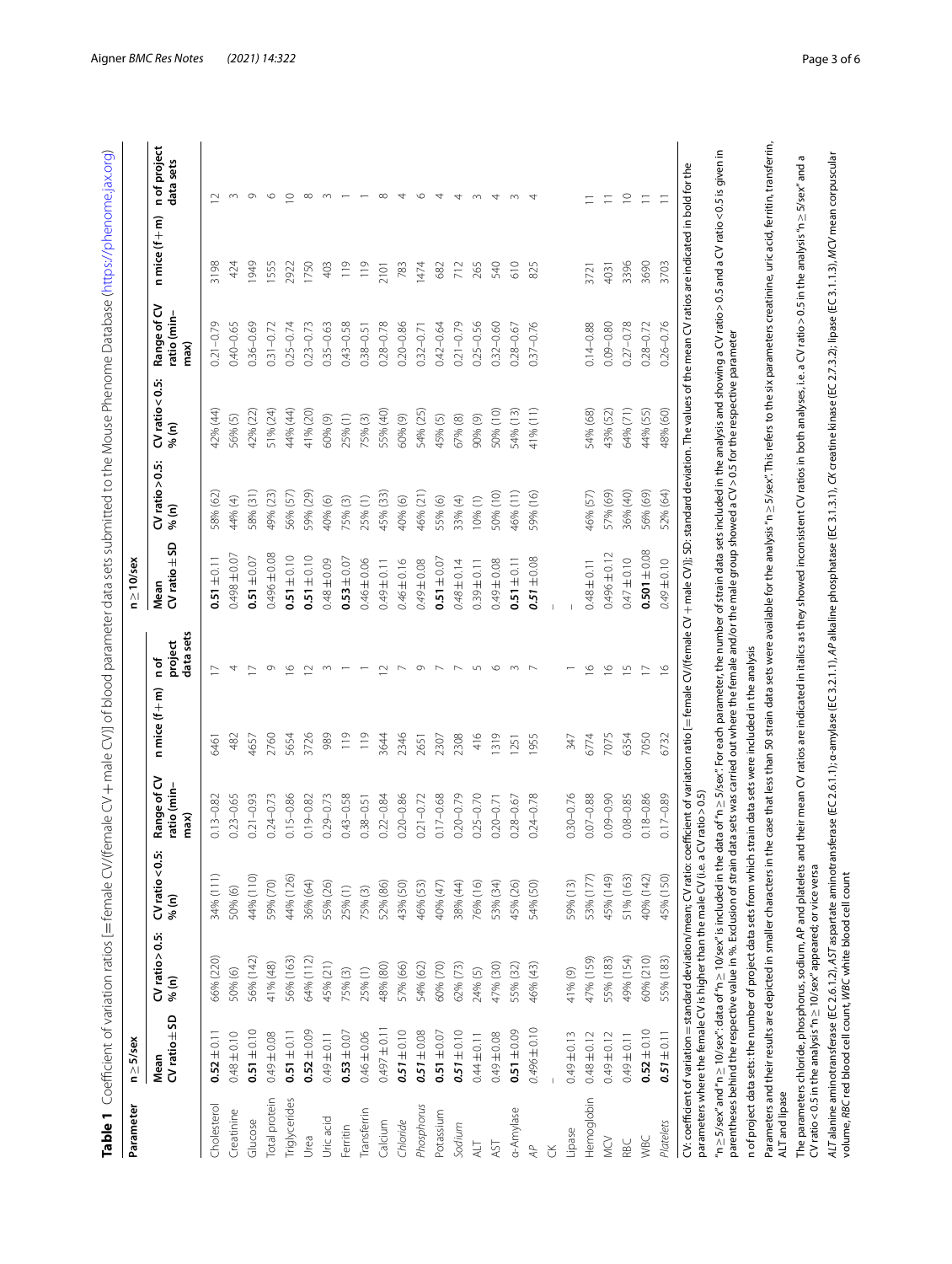**Table 1** Coefficient of variation ratios [= female CV/(female CV + male CV)] of blood parameter data sets submitted to the Mouse Phenome Database (https://phenome.jax.org)

| Parameter | n ≥ 5/sex | | | | | | n ≥ 10/sex | | | | | |
|---|---|---|---|---|---|---|---|---|---|---|---|---|
| | Mean CV ratio ± SD | CV ratio > 0.5: % (n) | CV ratio < 0.5: % (n) | Range of CV ratio (min–max) | n mice (f + m) | n of project data sets | Mean CV ratio ± SD | CV ratio > 0.5: % (n) | CV ratio < 0.5: % (n) | Range of CV ratio (min–max) | n mice (f + m) | n of project data sets |
| Cholesterol | **0.52 ± 0.11** | 66% (220) | 34% (111) | 0.13–0.82 | 6461 | 17 | **0.51 ± 0.11** | 58% (62) | 42% (44) | 0.21–0.79 | 3198 | 12 |
| Creatinine | 0.48 ± 0.10 | 50% (6) | 50% (6) | 0.23–0.65 | 482 | 4 | 0.498 ± 0.07 | 44% (4) | 56% (5) | 0.40–0.65 | 424 | 3 |
| Glucose | **0.51 ± 0.10** | 56% (142) | 44% (110) | 0.21–0.93 | 4657 | 17 | **0.51 ± 0.07** | 58% (31) | 42% (22) | 0.36–0.69 | 1949 | 9 |
| Total protein | 0.49 ± 0.08 | 41% (48) | 59% (70) | 0.24–0.73 | 2760 | 9 | 0.496 ± 0.08 | 49% (23) | 51% (24) | 0.31–0.72 | 1555 | 6 |
| Triglycerides | **0.51 ± 0.11** | 56% (163) | 44% (126) | 0.15–0.86 | 5654 | 16 | **0.51 ± 0.10** | 56% (57) | 44% (44) | 0.25–0.74 | 2922 | 10 |
| Urea | **0.52 ± 0.09** | 64% (112) | 36% (64) | 0.19–0.82 | 3726 | 12 | **0.51 ± 0.10** | 59% (29) | 41% (20) | 0.23–0.73 | 1750 | 8 |
| Uric acid | 0.49 ± 0.11 | 45% (21) | 55% (26) | 0.29–0.73 | 989 | 3 | 0.48 ± 0.09 | 40% (6) | 60% (9) | 0.35–0.63 | 403 | 3 |
| Ferritin | **0.53 ± 0.07** | 75% (3) | 25% (1) | 0.43–0.58 | 119 | 1 | **0.53 ± 0.07** | 75% (3) | 25% (1) | 0.43–0.58 | 119 | 1 |
| Transferrin | 0.46 ± 0.06 | 25% (1) | 75% (3) | 0.38–0.51 | 119 | 1 | 0.46 ± 0.06 | 25% (1) | 75% (3) | 0.38–0.51 | 119 | 1 |
| Calcium | 0.497 ± 0.11 | 48% (80) | 52% (86) | 0.22–0.84 | 3644 | 12 | 0.49 ± 0.11 | 45% (33) | 55% (40) | 0.28–0.78 | 2101 | 8 |
| *Chloride* | ***0.51 ± 0.10*** | 57% (66) | 43% (50) | 0.20–0.86 | 2346 | 7 | *0.46 ± 0.16* | 40% (6) | 60% (9) | 0.20–0.86 | 783 | 4 |
| *Phosphorus* | ***0.51 ± 0.08*** | 54% (62) | 46% (53) | 0.21–0.72 | 2651 | 9 | *0.49 ± 0.08* | 46% (21) | 54% (25) | 0.32–0.71 | 1474 | 6 |
| Potassium | **0.51 ± 0.07** | 60% (70) | 40% (47) | 0.17–0.68 | 2307 | 7 | **0.51 ± 0.07** | 55% (6) | 45% (5) | 0.42–0.64 | 682 | 4 |
| *Sodium* | ***0.51 ± 0.10*** | 62% (73) | 38% (44) | 0.20–0.79 | 2308 | 7 | *0.48 ± 0.14* | 33% (4) | 67% (8) | 0.21–0.79 | 712 | 4 |
| ALT | 0.44 ± 0.11 | 24% (5) | 76% (16) | 0.25–0.70 | 416 | 5 | 0.39 ± 0.11 | 10% (1) | 90% (9) | 0.25–0.56 | 265 | 3 |
| AST | 0.49 ± 0.08 | 47% (30) | 53% (34) | 0.20–0.71 | 1319 | 6 | 0.49 ± 0.08 | 50% (10) | 50% (10) | 0.32–0.60 | 540 | 4 |
| α-Amylase | **0.51 ± 0.09** | 55% (32) | 45% (26) | 0.28–0.67 | 1251 | 3 | **0.51 ± 0.11** | 46% (11) | 54% (13) | 0.28–0.67 | 610 | 3 |
| *AP* | *0.496 ± 0.10* | 46% (43) | 54% (50) | 0.24–0.78 | 1955 | 7 | ***0.51 ± 0.08*** | 59% (16) | 41% (11) | 0.37–0.76 | 825 | 4 |
| CK | – | | | | | | – | | | | | |
| Lipase | 0.49 ± 0.13 | 41% (9) | 59% (13) | 0.30–0.76 | 347 | 1 | – | | | | | |
| Hemoglobin | 0.48 ± 0.12 | 47% (159) | 53% (177) | 0.07–0.88 | 6774 | 16 | 0.48 ± 0.11 | 46% (57) | 54% (68) | 0.14–0.88 | 3721 | 11 |
| MCV | 0.49 ± 0.12 | 55% (183) | 45% (149) | 0.09–0.90 | 7075 | 16 | 0.496 ± 0.12 | 57% (69) | 43% (52) | 0.09–0.80 | 4031 | 11 |
| RBC | 0.49 ± 0.11 | 49% (154) | 51% (163) | 0.08–0.85 | 6354 | 15 | 0.47 ± 0.10 | 36% (40) | 64% (71) | 0.27–0.78 | 3396 | 10 |
| WBC | **0.52 ± 0.10** | 60% (210) | 40% (142) | 0.18–0.86 | 7050 | 17 | **0.501 ± 0.08** | 56% (69) | 44% (55) | 0.28–0.72 | 3690 | 11 |
| *Platelets* | ***0.51 ± 0.11*** | 55% (183) | 45% (150) | 0.17–0.89 | 6732 | 16 | *0.49 ± 0.10* | 52% (64) | 48% (60) | 0.26–0.76 | 3703 | 11 |

CV: coefficient of variation = standard deviation/mean; CV ratio: coefficient of variation ratio [= female CV/(female CV + male CV)]; SD: standard deviation. The values of the mean CV ratios are indicated in bold for the parameters where the female CV is higher than the male CV (i.e. a CV ratio > 0.5)

"n ≥ 5/sex" and "n ≥ 10/sex": data of "n ≥ 10/sex" is included in the data of "n ≥ 5/sex". For each parameter, the number of strain data sets included in the analysis and showing a CV ratio > 0.5 and a CV ratio < 0.5 is given in parentheses behind the respective value in %. Exclusion of strain data sets was carried out where the female and/or the male group showed a CV > 0.5 for the respective parameter

n of project data sets: the number of project data sets from which strain data sets were included in the analysis

Parameters and their results are depicted in smaller characters in the case that less than 50 strain data sets were available for the analysis "n ≥ 5/sex". This refers to the six parameters creatinine, uric acid, ferritin, transferrin, ALT and lipase

The parameters chloride, phosphorus, sodium, AP and platelets and their mean CV ratios are indicated in italics as they showed inconsistent CV ratios in both analyses, i.e. a CV ratio > 0.5 in the analysis "n ≥ 5/sex" and a CV ratio < 0.5 in the analysis "n ≥ 10/sex" appeared; or vice versa

*ALT* alanine aminotransferase (EC 2.6.1.2), *AST* aspartate aminotransferase (EC 2.6.1.1); α-amylase (EC 3.2.1.1), *AP* alkaline phosphatase (EC 3.1.3.1), *CK* creatine kinase (EC 2.7.3.2); lipase (EC 3.1.1.3), *MCV* mean corpuscular volume, *RBC* red blood cell count, *WBC* white blood cell count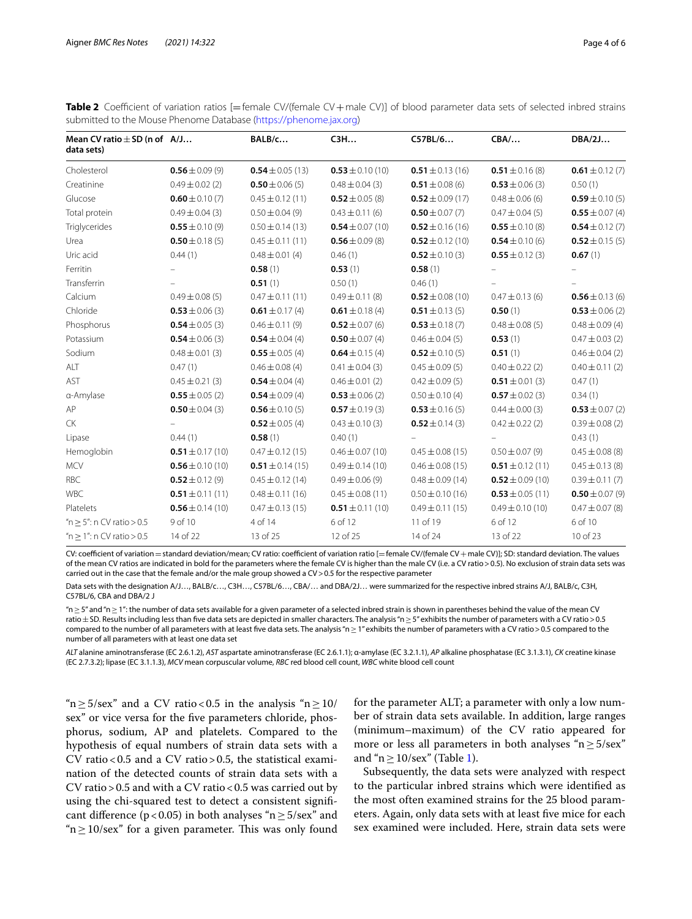**Table 2** Coefficient of variation ratios [=female CV/(female CV + male CV)] of blood parameter data sets of selected inbred strains submitted to the Mouse Phenome Database (https://phenome.jax.org)

| Mean CV ratio ± SD (n of data sets) | A/J… | BALB/c… | C3H… | C57BL/6… | CBA/… | DBA/2J… |
|---|---|---|---|---|---|---|
| Cholesterol | **0.56** ± 0.09 (9) | **0.54** ± 0.05 (13) | **0.53** ± 0.10 (10) | **0.51** ± 0.13 (16) | **0.51** ± 0.16 (8) | **0.61** ± 0.12 (7) |
| Creatinine | 0.49 ± 0.02 (2) | **0.50** ± 0.06 (5) | 0.48 ± 0.04 (3) | **0.51** ± 0.08 (6) | **0.53** ± 0.06 (3) | 0.50 (1) |
| Glucose | **0.60** ± 0.10 (7) | 0.45 ± 0.12 (11) | **0.52** ± 0.05 (8) | **0.52** ± 0.09 (17) | 0.48 ± 0.06 (6) | **0.59** ± 0.10 (5) |
| Total protein | 0.49 ± 0.04 (3) | 0.50 ± 0.04 (9) | 0.43 ± 0.11 (6) | **0.50** ± 0.07 (7) | 0.47 ± 0.04 (5) | **0.55** ± 0.07 (4) |
| Triglycerides | **0.55** ± 0.10 (9) | 0.50 ± 0.14 (13) | **0.54** ± 0.07 (10) | **0.52** ± 0.16 (16) | **0.55** ± 0.10 (8) | **0.54** ± 0.12 (7) |
| Urea | **0.50** ± 0.18 (5) | 0.45 ± 0.11 (11) | **0.56** ± 0.09 (8) | **0.52** ± 0.12 (10) | **0.54** ± 0.10 (6) | **0.52** ± 0.15 (5) |
| Uric acid | 0.44 (1) | 0.48 ± 0.01 (4) | 0.46 (1) | **0.52** ± 0.10 (3) | **0.55** ± 0.12 (3) | **0.67** (1) |
| Ferritin | – | **0.58** (1) | **0.53** (1) | **0.58** (1) | – | – |
| Transferrin | – | **0.51** (1) | 0.50 (1) | 0.46 (1) | – | – |
| Calcium | 0.49 ± 0.08 (5) | 0.47 ± 0.11 (11) | 0.49 ± 0.11 (8) | **0.52** ± 0.08 (10) | 0.47 ± 0.13 (6) | **0.56** ± 0.13 (6) |
| Chloride | **0.53** ± 0.06 (3) | **0.61** ± 0.17 (4) | **0.61** ± 0.18 (4) | **0.51** ± 0.13 (5) | **0.50** (1) | **0.53** ± 0.06 (2) |
| Phosphorus | **0.54** ± 0.05 (3) | 0.46 ± 0.11 (9) | **0.52** ± 0.07 (6) | **0.53** ± 0.18 (7) | 0.48 ± 0.08 (5) | 0.48 ± 0.09 (4) |
| Potassium | **0.54** ± 0.06 (3) | **0.54** ± 0.04 (4) | **0.50** ± 0.07 (4) | 0.46 ± 0.04 (5) | **0.53** (1) | 0.47 ± 0.03 (2) |
| Sodium | 0.48 ± 0.01 (3) | **0.55** ± 0.05 (4) | **0.64** ± 0.15 (4) | **0.52** ± 0.10 (5) | **0.51** (1) | 0.46 ± 0.04 (2) |
| ALT | 0.47 (1) | 0.46 ± 0.08 (4) | 0.41 ± 0.04 (3) | 0.45 ± 0.09 (5) | 0.40 ± 0.22 (2) | 0.40 ± 0.11 (2) |
| AST | 0.45 ± 0.21 (3) | **0.54** ± 0.04 (4) | 0.46 ± 0.01 (2) | 0.42 ± 0.09 (5) | **0.51** ± 0.01 (3) | 0.47 (1) |
| α-Amylase | **0.55** ± 0.05 (2) | **0.54** ± 0.09 (4) | **0.53** ± 0.06 (2) | 0.50 ± 0.10 (4) | **0.57** ± 0.02 (3) | 0.34 (1) |
| AP | **0.50** ± 0.04 (3) | **0.56** ± 0.10 (5) | **0.57** ± 0.19 (3) | **0.53** ± 0.16 (5) | 0.44 ± 0.00 (3) | **0.53** ± 0.07 (2) |
| CK | – | **0.52** ± 0.05 (4) | 0.43 ± 0.10 (3) | **0.52** ± 0.14 (3) | 0.42 ± 0.22 (2) | 0.39 ± 0.08 (2) |
| Lipase | 0.44 (1) | **0.58** (1) | 0.40 (1) | – | – | 0.43 (1) |
| Hemoglobin | **0.51** ± 0.17 (10) | 0.47 ± 0.12 (15) | 0.46 ± 0.07 (10) | 0.45 ± 0.08 (15) | 0.50 ± 0.07 (9) | 0.45 ± 0.08 (8) |
| MCV | **0.56** ± 0.10 (10) | **0.51** ± 0.14 (15) | 0.49 ± 0.14 (10) | 0.46 ± 0.08 (15) | **0.51** ± 0.12 (11) | 0.45 ± 0.13 (8) |
| RBC | **0.52** ± 0.12 (9) | 0.45 ± 0.12 (14) | 0.49 ± 0.06 (9) | 0.48 ± 0.09 (14) | **0.52** ± 0.09 (10) | 0.39 ± 0.11 (7) |
| WBC | **0.51** ± 0.11 (11) | 0.48 ± 0.11 (16) | 0.45 ± 0.08 (11) | 0.50 ± 0.10 (16) | **0.53** ± 0.05 (11) | **0.50** ± 0.07 (9) |
| Platelets | **0.56** ± 0.14 (10) | 0.47 ± 0.13 (15) | **0.51** ± 0.11 (10) | 0.49 ± 0.11 (15) | 0.49 ± 0.10 (10) | 0.47 ± 0.07 (8) |
| "n ≥ 5": n CV ratio > 0.5 | 9 of 10 | 4 of 14 | 6 of 12 | 11 of 19 | 6 of 12 | 6 of 10 |
| "n ≥ 1": n CV ratio > 0.5 | 14 of 22 | 13 of 25 | 12 of 25 | 14 of 24 | 13 of 22 | 10 of 23 |

CV: coefficient of variation = standard deviation/mean; CV ratio: coefficient of variation ratio [= female CV/(female CV + male CV)]; SD: standard deviation. The values of the mean CV ratios are indicated in bold for the parameters where the female CV is higher than the male CV (i.e. a CV ratio > 0.5). No exclusion of strain data sets was carried out in the case that the female and/or the male group showed a CV > 0.5 for the respective parameter

Data sets with the designation A/J…, BALB/c…, C3H…, C57BL/6…, CBA/… and DBA/2J… were summarized for the respective inbred strains A/J, BALB/c, C3H, C57BL/6, CBA and DBA/2 J

"n ≥ 5" and "n ≥ 1": the number of data sets available for a given parameter of a selected inbred strain is shown in parentheses behind the value of the mean CV ratio ± SD. Results including less than five data sets are depicted in smaller characters. The analysis "n ≥ 5" exhibits the number of parameters with a CV ratio > 0.5 compared to the number of all parameters with at least five data sets. The analysis "n ≥ 1" exhibits the number of parameters with a CV ratio > 0.5 compared to the number of all parameters with at least one data set

*ALT* alanine aminotransferase (EC 2.6.1.2), *AST* aspartate aminotransferase (EC 2.6.1.1); α-amylase (EC 3.2.1.1), *AP* alkaline phosphatase (EC 3.1.3.1), *CK* creatine kinase (EC 2.7.3.2); lipase (EC 3.1.1.3), *MCV* mean corpuscular volume, *RBC* red blood cell count, *WBC* white blood cell count

"n ≥ 5/sex" and a CV ratio < 0.5 in the analysis "n ≥ 10/sex" or vice versa for the five parameters chloride, phosphorus, sodium, AP and platelets. Compared to the hypothesis of equal numbers of strain data sets with a CV ratio < 0.5 and a CV ratio > 0.5, the statistical examination of the detected counts of strain data sets with a CV ratio > 0.5 and with a CV ratio < 0.5 was carried out by using the chi-squared test to detect a consistent significant difference ($p < 0.05$) in both analyses "n ≥ 5/sex" and "n ≥ 10/sex" for a given parameter. This was only found for the parameter ALT; a parameter with only a low number of strain data sets available. In addition, large ranges (minimum–maximum) of the CV ratio appeared for more or less all parameters in both analyses "n ≥ 5/sex" and "n ≥ 10/sex" (Table 1).

Subsequently, the data sets were analyzed with respect to the particular inbred strains which were identified as the most often examined strains for the 25 blood parameters. Again, only data sets with at least five mice for each sex examined were included. Here, strain data sets were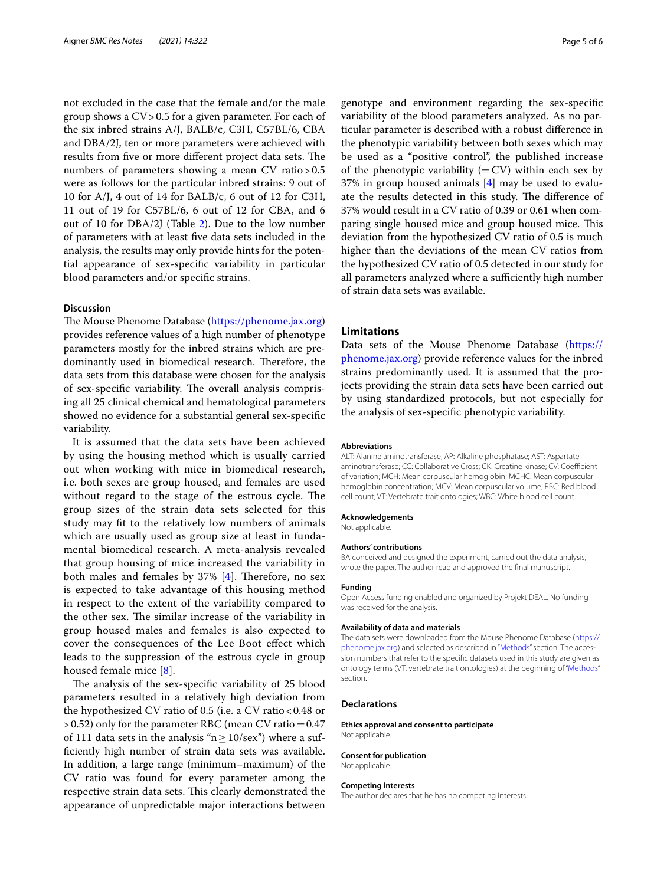not excluded in the case that the female and/or the male group shows a CV > 0.5 for a given parameter. For each of the six inbred strains A/J, BALB/c, C3H, C57BL/6, CBA and DBA/2J, ten or more parameters were achieved with results from five or more different project data sets. The numbers of parameters showing a mean CV ratio > 0.5 were as follows for the particular inbred strains: 9 out of 10 for A/J, 4 out of 14 for BALB/c, 6 out of 12 for C3H, 11 out of 19 for C57BL/6, 6 out of 12 for CBA, and 6 out of 10 for DBA/2J (Table 2). Due to the low number of parameters with at least five data sets included in the analysis, the results may only provide hints for the potential appearance of sex-specific variability in particular blood parameters and/or specific strains.

### Discussion

The Mouse Phenome Database (https://phenome.jax.org) provides reference values of a high number of phenotype parameters mostly for the inbred strains which are predominantly used in biomedical research. Therefore, the data sets from this database were chosen for the analysis of sex-specific variability. The overall analysis comprising all 25 clinical chemical and hematological parameters showed no evidence for a substantial general sex-specific variability.

It is assumed that the data sets have been achieved by using the housing method which is usually carried out when working with mice in biomedical research, i.e. both sexes are group housed, and females are used without regard to the stage of the estrous cycle. The group sizes of the strain data sets selected for this study may fit to the relatively low numbers of animals which are usually used as group size at least in fundamental biomedical research. A meta-analysis revealed that group housing of mice increased the variability in both males and females by 37% [4]. Therefore, no sex is expected to take advantage of this housing method in respect to the extent of the variability compared to the other sex. The similar increase of the variability in group housed males and females is also expected to cover the consequences of the Lee Boot effect which leads to the suppression of the estrous cycle in group housed female mice [8].

The analysis of the sex-specific variability of 25 blood parameters resulted in a relatively high deviation from the hypothesized CV ratio of 0.5 (i.e. a CV ratio < 0.48 or > 0.52) only for the parameter RBC (mean CV ratio = 0.47 of 111 data sets in the analysis "$n \geq 10$/sex") where a sufficiently high number of strain data sets was available. In addition, a large range (minimum–maximum) of the CV ratio was found for every parameter among the respective strain data sets. This clearly demonstrated the appearance of unpredictable major interactions between genotype and environment regarding the sex-specific variability of the blood parameters analyzed. As no particular parameter is described with a robust difference in the phenotypic variability between both sexes which may be used as a "positive control", the published increase of the phenotypic variability (= CV) within each sex by 37% in group housed animals [4] may be used to evaluate the results detected in this study. The difference of 37% would result in a CV ratio of 0.39 or 0.61 when comparing single housed mice and group housed mice. This deviation from the hypothesized CV ratio of 0.5 is much higher than the deviations of the mean CV ratios from the hypothesized CV ratio of 0.5 detected in our study for all parameters analyzed where a sufficiently high number of strain data sets was available.

## Limitations

Data sets of the Mouse Phenome Database (https://phenome.jax.org) provide reference values for the inbred strains predominantly used. It is assumed that the projects providing the strain data sets have been carried out by using standardized protocols, but not especially for the analysis of sex-specific phenotypic variability.

#### Abbreviations

ALT: Alanine aminotransferase; AP: Alkaline phosphatase; AST: Aspartate aminotransferase; CC: Collaborative Cross; CK: Creatine kinase; CV: Coefficient of variation; MCH: Mean corpuscular hemoglobin; MCHC: Mean corpuscular hemoglobin concentration; MCV: Mean corpuscular volume; RBC: Red blood cell count; VT: Vertebrate trait ontologies; WBC: White blood cell count.

#### Acknowledgements

Not applicable.

#### Authors' contributions

BA conceived and designed the experiment, carried out the data analysis, wrote the paper. The author read and approved the final manuscript.

#### Funding

Open Access funding enabled and organized by Projekt DEAL. No funding was received for the analysis.

#### Availability of data and materials

The data sets were downloaded from the Mouse Phenome Database (https://phenome.jax.org) and selected as described in "Methods" section. The accession numbers that refer to the specific datasets used in this study are given as ontology terms (VT, vertebrate trait ontologies) at the beginning of "Methods" section.

### Declarations

#### Ethics approval and consent to participate

Not applicable.

#### Consent for publication

Not applicable.

#### Competing interests

The author declares that he has no competing interests.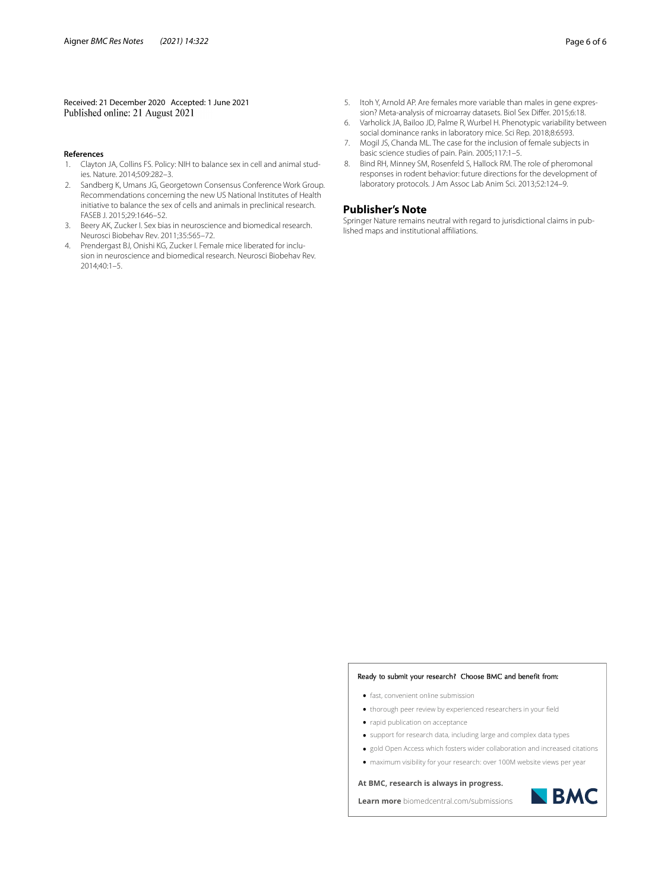Received: 21 December 2020 Accepted: 1 June 2021
Published online: 21 August 2021

**References**

1. Clayton JA, Collins FS. Policy: NIH to balance sex in cell and animal studies. Nature. 2014;509:282–3.
2. Sandberg K, Umans JG, Georgetown Consensus Conference Work Group. Recommendations concerning the new US National Institutes of Health initiative to balance the sex of cells and animals in preclinical research. FASEB J. 2015;29:1646–52.
3. Beery AK, Zucker I. Sex bias in neuroscience and biomedical research. Neurosci Biobehav Rev. 2011;35:565–72.
4. Prendergast BJ, Onishi KG, Zucker I. Female mice liberated for inclusion in neuroscience and biomedical research. Neurosci Biobehav Rev. 2014;40:1–5.
5. Itoh Y, Arnold AP. Are females more variable than males in gene expression? Meta-analysis of microarray datasets. Biol Sex Differ. 2015;6:18.
6. Varholick JA, Bailoo JD, Palme R, Wurbel H. Phenotypic variability between social dominance ranks in laboratory mice. Sci Rep. 2018;8:6593.
7. Mogil JS, Chanda ML. The case for the inclusion of female subjects in basic science studies of pain. Pain. 2005;117:1–5.
8. Bind RH, Minney SM, Rosenfeld S, Hallock RM. The role of pheromonal responses in rodent behavior: future directions for the development of laboratory protocols. J Am Assoc Lab Anim Sci. 2013;52:124–9.

## Publisher's Note

Springer Nature remains neutral with regard to jurisdictional claims in published maps and institutional affiliations.

Ready to submit your research? Choose BMC and benefit from:

- fast, convenient online submission
- thorough peer review by experienced researchers in your field
- rapid publication on acceptance
- support for research data, including large and complex data types
- gold Open Access which fosters wider collaboration and increased citations
- maximum visibility for your research: over 100M website views per year

**At BMC, research is always in progress.**

**Learn more** biomedcentral.com/submissions

BMC